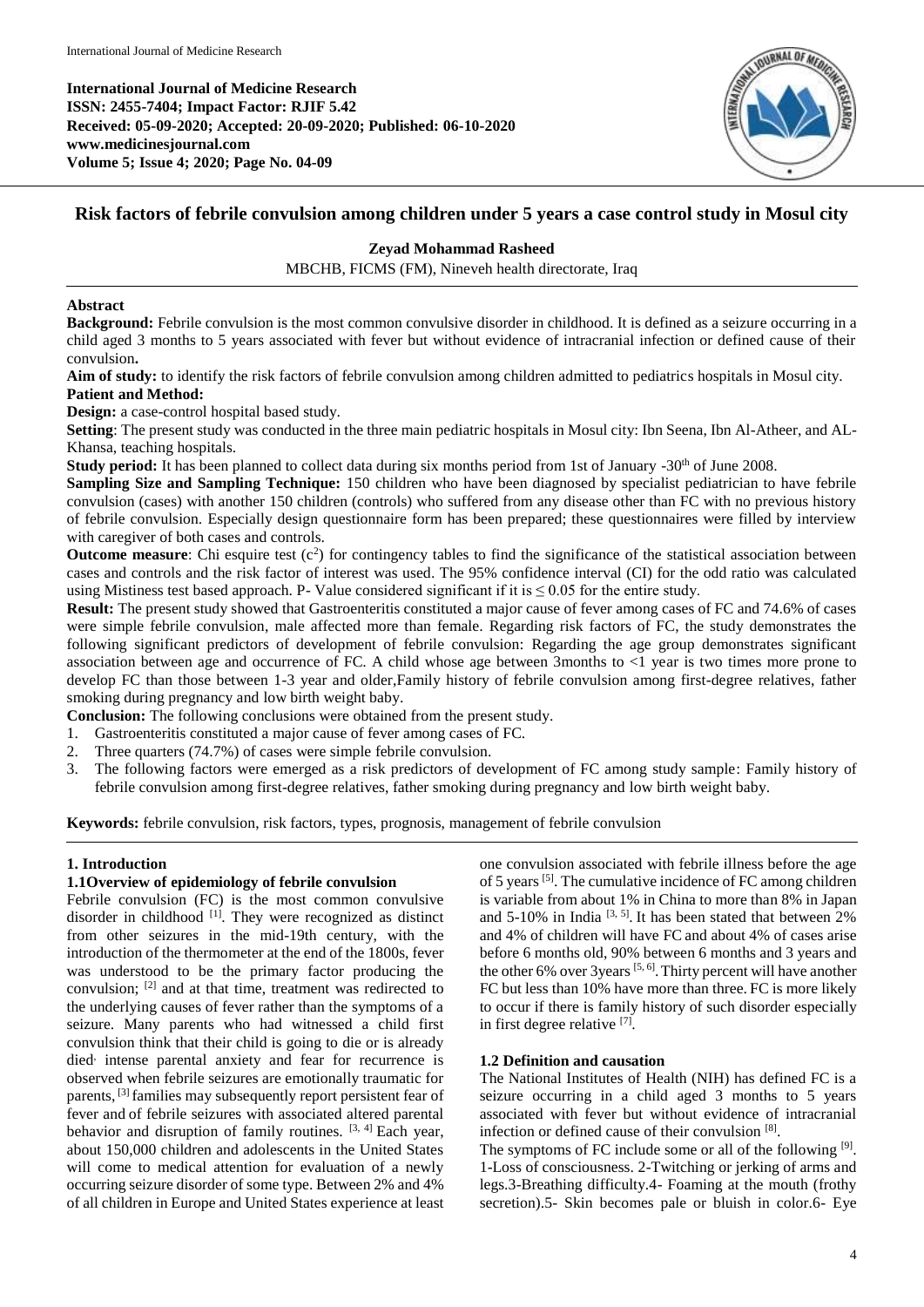**International Journal of Medicine Research**
**ISSN: 2455-7404; Impact Factor: RJIF 5.42**
**Received: 05-09-2020; Accepted: 20-09-2020; Published: 06-10-2020**
**www.medicinesjournal.com**
**Volume 5; Issue 4; 2020; Page No. 04-09**

# Risk factors of febrile convulsion among children under 5 years a case control study in Mosul city

**Zeyad Mohammad Rasheed**

MBCHB, FICMS (FM), Nineveh health directorate, Iraq

## Abstract

**Background:** Febrile convulsion is the most common convulsive disorder in childhood. It is defined as a seizure occurring in a child aged 3 months to 5 years associated with fever but without evidence of intracranial infection or defined cause of their convulsion**.**

**Aim of study:** to identify the risk factors of febrile convulsion among children admitted to pediatrics hospitals in Mosul city.

**Patient and Method:**

**Design:** a case-control hospital based study.

**Setting**: The present study was conducted in the three main pediatric hospitals in Mosul city: Ibn Seena, Ibn Al-Atheer, and AL-Khansa, teaching hospitals.

**Study period:** It has been planned to collect data during six months period from 1st of January -30th of June 2008.

**Sampling Size and Sampling Technique:** 150 children who have been diagnosed by specialist pediatrician to have febrile convulsion (cases) with another 150 children (controls) who suffered from any disease other than FC with no previous history of febrile convulsion. Especially design questionnaire form has been prepared; these questionnaires were filled by interview with caregiver of both cases and controls.

**Outcome measure**: Chi esquire test ($c^2$) for contingency tables to find the significance of the statistical association between cases and controls and the risk factor of interest was used. The 95% confidence interval (CI) for the odd ratio was calculated using Mistiness test based approach. P- Value considered significant if it is $\leq 0.05$ for the entire study.

**Result:** The present study showed that Gastroenteritis constituted a major cause of fever among cases of FC and 74.6% of cases were simple febrile convulsion, male affected more than female. Regarding risk factors of FC, the study demonstrates the following significant predictors of development of febrile convulsion: Regarding the age group demonstrates significant association between age and occurrence of FC. A child whose age between 3months to <1 year is two times more prone to develop FC than those between 1-3 year and older,Family history of febrile convulsion among first-degree relatives, father smoking during pregnancy and low birth weight baby.

**Conclusion:** The following conclusions were obtained from the present study.

1. Gastroenteritis constituted a major cause of fever among cases of FC.
2. Three quarters (74.7%) of cases were simple febrile convulsion.
3. The following factors were emerged as a risk predictors of development of FC among study sample: Family history of febrile convulsion among first-degree relatives, father smoking during pregnancy and low birth weight baby.

**Keywords:** febrile convulsion, risk factors, types, prognosis, management of febrile convulsion

## 1. Introduction

### 1.1Overview of epidemiology of febrile convulsion

Febrile convulsion (FC) is the most common convulsive disorder in childhood [1]. They were recognized as distinct from other seizures in the mid-19th century, with the introduction of the thermometer at the end of the 1800s, fever was understood to be the primary factor producing the convulsion; [2] and at that time, treatment was redirected to the underlying causes of fever rather than the symptoms of a seizure. Many parents who had witnessed a child first convulsion think that their child is going to die or is already died, intense parental anxiety and fear for recurrence is observed when febrile seizures are emotionally traumatic for parents, [3] families may subsequently report persistent fear of fever and of febrile seizures with associated altered parental behavior and disruption of family routines. [3, 4] Each year, about 150,000 children and adolescents in the United States will come to medical attention for evaluation of a newly occurring seizure disorder of some type. Between 2% and 4% of all children in Europe and United States experience at least one convulsion associated with febrile illness before the age of 5 years [5]. The cumulative incidence of FC among children is variable from about 1% in China to more than 8% in Japan and 5-10% in India [3, 5]. It has been stated that between 2% and 4% of children will have FC and about 4% of cases arise before 6 months old, 90% between 6 months and 3 years and the other 6% over 3years [5, 6]. Thirty percent will have another FC but less than 10% have more than three. FC is more likely to occur if there is family history of such disorder especially in first degree relative [7].

### 1.2 Definition and causation

The National Institutes of Health (NIH) has defined FC is a seizure occurring in a child aged 3 months to 5 years associated with fever but without evidence of intracranial infection or defined cause of their convulsion [8].

The symptoms of FC include some or all of the following [9]. 1-Loss of consciousness. 2-Twitching or jerking of arms and legs.3-Breathing difficulty.4- Foaming at the mouth (frothy secretion).5- Skin becomes pale or bluish in color.6- Eye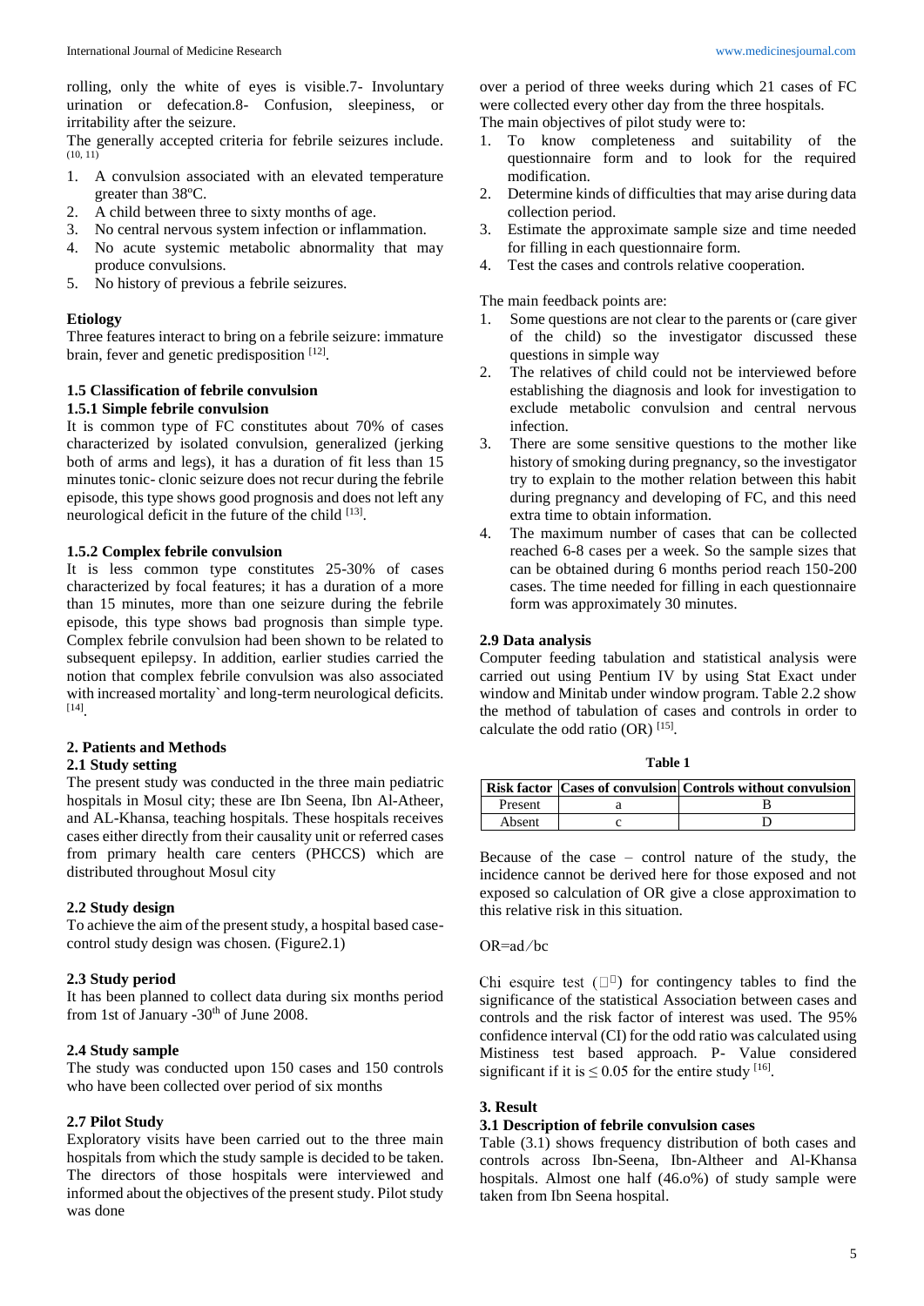rolling, only the white of eyes is visible.7- Involuntary urination or defecation.8- Confusion, sleepiness, or irritability after the seizure.

The generally accepted criteria for febrile seizures include. (10, 11)

1. A convulsion associated with an elevated temperature greater than 38ºC.
2. A child between three to sixty months of age.
3. No central nervous system infection or inflammation.
4. No acute systemic metabolic abnormality that may produce convulsions.
5. No history of previous a febrile seizures.

**Etiology**

Three features interact to bring on a febrile seizure: immature brain, fever and genetic predisposition [12].

### 1.5 Classification of febrile convulsion

#### 1.5.1 Simple febrile convulsion

It is common type of FC constitutes about 70% of cases characterized by isolated convulsion, generalized (jerking both of arms and legs), it has a duration of fit less than 15 minutes tonic- clonic seizure does not recur during the febrile episode, this type shows good prognosis and does not left any neurological deficit in the future of the child [13].

#### 1.5.2 Complex febrile convulsion

It is less common type constitutes 25-30% of cases characterized by focal features; it has a duration of a more than 15 minutes, more than one seizure during the febrile episode, this type shows bad prognosis than simple type. Complex febrile convulsion had been shown to be related to subsequent epilepsy. In addition, earlier studies carried the notion that complex febrile convulsion was also associated with increased mortality` and long-term neurological deficits. [14].

## 2. Patients and Methods

### 2.1 Study setting

The present study was conducted in the three main pediatric hospitals in Mosul city; these are Ibn Seena, Ibn Al-Atheer, and AL-Khansa, teaching hospitals. These hospitals receives cases either directly from their causality unit or referred cases from primary health care centers (PHCCS) which are distributed throughout Mosul city

### 2.2 Study design

To achieve the aim of the present study, a hospital based case-control study design was chosen. (Figure2.1)

### 2.3 Study period

It has been planned to collect data during six months period from 1st of January -30th of June 2008.

### 2.4 Study sample

The study was conducted upon 150 cases and 150 controls who have been collected over period of six months

### 2.7 Pilot Study

Exploratory visits have been carried out to the three main hospitals from which the study sample is decided to be taken. The directors of those hospitals were interviewed and informed about the objectives of the present study. Pilot study was done over a period of three weeks during which 21 cases of FC were collected every other day from the three hospitals.

The main objectives of pilot study were to:

1. To know completeness and suitability of the questionnaire form and to look for the required modification.
2. Determine kinds of difficulties that may arise during data collection period.
3. Estimate the approximate sample size and time needed for filling in each questionnaire form.
4. Test the cases and controls relative cooperation.

The main feedback points are:

1. Some questions are not clear to the parents or (care giver of the child) so the investigator discussed these questions in simple way
2. The relatives of child could not be interviewed before establishing the diagnosis and look for investigation to exclude metabolic convulsion and central nervous infection.
3. There are some sensitive questions to the mother like history of smoking during pregnancy, so the investigator try to explain to the mother relation between this habit during pregnancy and developing of FC, and this need extra time to obtain information.
4. The maximum number of cases that can be collected reached 6-8 cases per a week. So the sample sizes that can be obtained during 6 months period reach 150-200 cases. The time needed for filling in each questionnaire form was approximately 30 minutes.

### 2.9 Data analysis

Computer feeding tabulation and statistical analysis were carried out using Pentium IV by using Stat Exact under window and Minitab under window program. Table 2.2 show the method of tabulation of cases and controls in order to calculate the odd ratio (OR) [15].

**Table 1**

| Risk factor | Cases of convulsion | Controls without convulsion |
| --- | --- | --- |
| Present | a | B |
| Absent | c | D |

Because of the case – control nature of the study, the incidence cannot be derived here for those exposed and not exposed so calculation of OR give a close approximation to this relative risk in this situation.

OR=ad/bc

Chi esquire test (□□) for contingency tables to find the significance of the statistical Association between cases and controls and the risk factor of interest was used. The 95% confidence interval (CI) for the odd ratio was calculated using Mistiness test based approach. P- Value considered significant if it is ≤ 0.05 for the entire study [16].

## 3. Result

### 3.1 Description of febrile convulsion cases

Table (3.1) shows frequency distribution of both cases and controls across Ibn-Seena, Ibn-Altheer and Al-Khansa hospitals. Almost one half (46.o%) of study sample were taken from Ibn Seena hospital.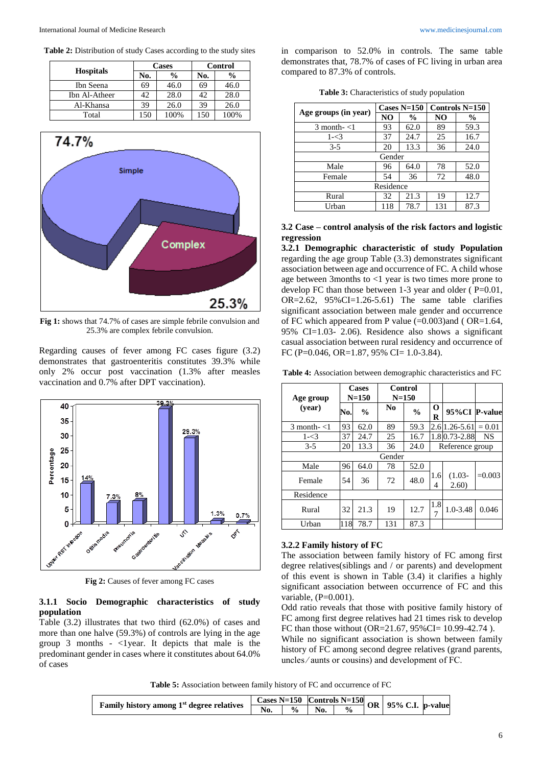**Table 2:** Distribution of study Cases according to the study sites

| Hospitals | Cases | | Control | |
|---|---|---|---|---|
| | No. | % | No. | % |
| Ibn Seena | 69 | 46.0 | 69 | 46.0 |
| Ibn Al-Atheer | 42 | 28.0 | 42 | 28.0 |
| Al-Khansa | 39 | 26.0 | 39 | 26.0 |
| Total | 150 | 100% | 150 | 100% |

**Fig 1:** shows that 74.7% of cases are simple febrile convulsion and 25.3% are complex febrile convulsion.

Regarding causes of fever among FC cases figure (3.2) demonstrates that gastroenteritis constitutes 39.3% while only 2% occur post vaccination (1.3% after measles vaccination and 0.7% after DPT vaccination).

**Fig 2:** Causes of fever among FC cases

### 3.1.1 Socio Demographic characteristics of study population

Table (3.2) illustrates that two third (62.0%) of cases and more than one halve (59.3%) of controls are lying in the age group 3 months - <1year. It depicts that male is the predominant gender in cases where it constitutes about 64.0% of cases in comparison to 52.0% in controls. The same table demonstrates that, 78.7% of cases of FC living in urban area compared to 87.3% of controls.

**Table 3:** Characteristics of study population

| Age groups (in year) | Cases N=150 | | Controls N=150 | |
|---|---|---|---|---|
| | NO | % | NO | % |
| 3 month- <1 | 93 | 62.0 | 89 | 59.3 |
| 1-<3 | 37 | 24.7 | 25 | 16.7 |
| 3-5 | 20 | 13.3 | 36 | 24.0 |
| Gender | | | | |
| Male | 96 | 64.0 | 78 | 52.0 |
| Female | 54 | 36 | 72 | 48.0 |
| Residence | | | | |
| Rural | 32 | 21.3 | 19 | 12.7 |
| Urban | 118 | 78.7 | 131 | 87.3 |

### 3.2 Case – control analysis of the risk factors and logistic regression

**3.2.1 Demographic characteristic of study Population** regarding the age group Table (3.3) demonstrates significant association between age and occurrence of FC. A child whose age between 3months to <1 year is two times more prone to develop FC than those between 1-3 year and older ( P=0.01, OR=2.62, 95%CI=1.26-5.61) The same table clarifies significant association between male gender and occurrence of FC which appeared from P value (=0.003)and ( OR=1.64, 95% CI=1.03- 2.06). Residence also shows a significant casual association between rural residency and occurrence of FC (P=0.046, OR=1.87, 95% CI= 1.0-3.84).

**Table 4:** Association between demographic characteristics and FC

| Age group (year) | Cases N=150 | | Control N=150 | | OR | 95%CI | P-value |
|---|---|---|---|---|---|---|---|
| | No. | % | No | % | | | |
| 3 month- <1 | 93 | 62.0 | 89 | 59.3 | 2.6 | 1.26-5.61 | = 0.01 |
| 1-<3 | 37 | 24.7 | 25 | 16.7 | 1.8 | 0.73-2.88 | NS |
| 3-5 | 20 | 13.3 | 36 | 24.0 | Reference group | | |
| Gender | | | | | | | |
| Male | 96 | 64.0 | 78 | 52.0 | 1.64 | (1.03-2.60) | =0.003 |
| Female | 54 | 36 | 72 | 48.0 | | | |
| Residence | | | | | | | |
| Rural | 32 | 21.3 | 19 | 12.7 | 1.87 | 1.0-3.48 | 0.046 |
| Urban | 118 | 78.7 | 131 | 87.3 | | | |

### 3.2.2 Family history of FC

The association between family history of FC among first degree relatives(siblings and / or parents) and development of this event is shown in Table (3.4) it clarifies a highly significant association between occurrence of FC and this variable, (P=0.001).

Odd ratio reveals that those with positive family history of FC among first degree relatives had 21 times risk to develop FC than those without (OR=21.67, 95%CI= 10.99-42.74 ).

While no significant association is shown between family history of FC among second degree relatives (grand parents, uncles / aunts or cousins) and development of FC.

**Table 5:** Association between family history of FC and occurrence of FC

| Family history among 1st degree relatives | Cases N=150 | | Controls N=150 | | OR | 95% C.I. | p-value |
|---|---|---|---|---|---|---|---|
| | No. | % | No. | % | | | |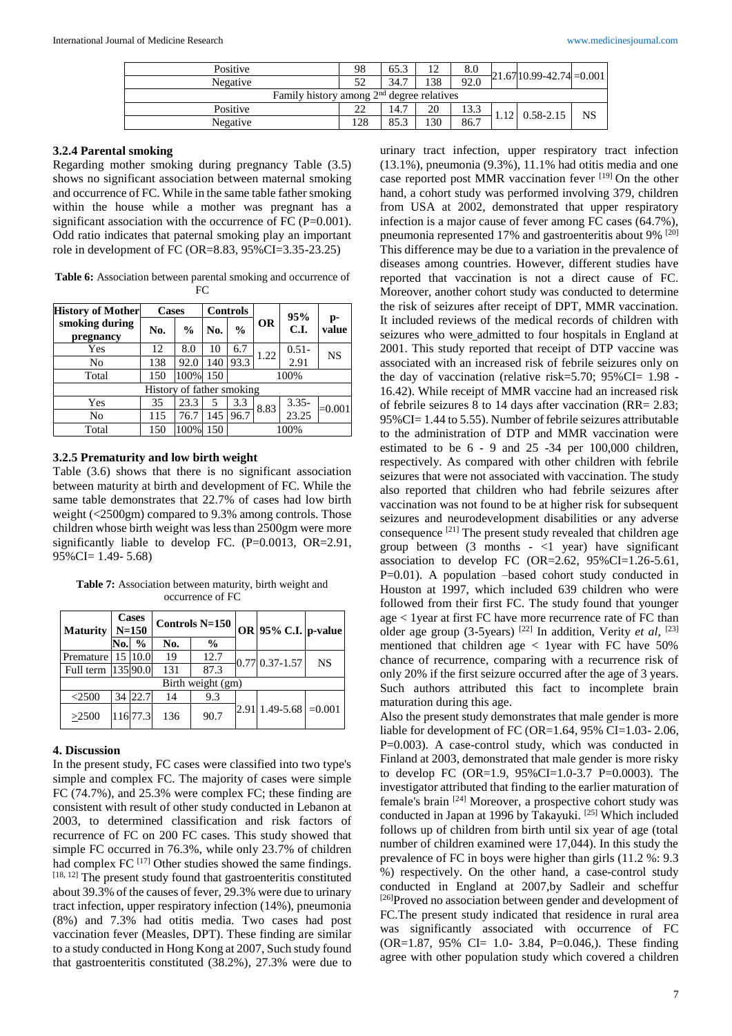| | | | | | | | |
|---|---|---|---|---|---|---|---|
| Positive | 98 | 65.3 | 12 | 8.0 | 21.67 | 10.99-42.74 | =0.001 |
| Negative | 52 | 34.7 | 138 | 92.0 | | | |
| Family history among 2nd degree relatives | | | | | | | |
| Positive | 22 | 14.7 | 20 | 13.3 | 1.12 | 0.58-2.15 | NS |
| Negative | 128 | 85.3 | 130 | 86.7 | | | |

### 3.2.4 Parental smoking

Regarding mother smoking during pregnancy Table (3.5) shows no significant association between maternal smoking and occurrence of FC. While in the same table father smoking within the house while a mother was pregnant has a significant association with the occurrence of FC (P=0.001). Odd ratio indicates that paternal smoking play an important role in development of FC (OR=8.83, 95%CI=3.35-23.25)

**Table 6:** Association between parental smoking and occurrence of FC

| History of Mother smoking during pregnancy | Cases | | Controls | | OR | 95% C.I. | p-value |
|---|---|---|---|---|---|---|---|
| | No. | % | No. | % | | | |
| Yes | 12 | 8.0 | 10 | 6.7 | 1.22 | 0.51-2.91 | NS |
| No | 138 | 92.0 | 140 | 93.3 | | | |
| Total | 150 | 100% | 150 | 100% | | | |
| History of father smoking | | | | | | | |
| Yes | 35 | 23.3 | 5 | 3.3 | 8.83 | 3.35-23.25 | =0.001 |
| No | 115 | 76.7 | 145 | 96.7 | | | |
| Total | 150 | 100% | 150 | 100% | | | |

### 3.2.5 Prematurity and low birth weight

Table (3.6) shows that there is no significant association between maturity at birth and development of FC. While the same table demonstrates that 22.7% of cases had low birth weight (<2500gm) compared to 9.3% among controls. Those children whose birth weight was less than 2500gm were more significantly liable to develop FC. (P=0.0013, OR=2.91, 95%CI= 1.49- 5.68)

**Table 7:** Association between maturity, birth weight and occurrence of FC

| Maturity | Cases N=150 | | Controls N=150 | | OR | 95% C.I. | p-value |
|---|---|---|---|---|---|---|---|
| | No. | % | No. | % | | | |
| Premature | 15 | 10.0 | 19 | 12.7 | 0.77 | 0.37-1.57 | NS |
| Full term | 135 | 90.0 | 131 | 87.3 | | | |
| Birth weight (gm) | | | | | | | |
| <2500 | 34 | 22.7 | 14 | 9.3 | 2.91 | 1.49-5.68 | =0.001 |
| >2500 | 116 | 77.3 | 136 | 90.7 | | | |

## 4. Discussion

In the present study, FC cases were classified into two type's simple and complex FC. The majority of cases were simple FC (74.7%), and 25.3% were complex FC; these finding are consistent with result of other study conducted in Lebanon at 2003, to determined classification and risk factors of recurrence of FC on 200 FC cases. This study showed that simple FC occurred in 76.3%, while only 23.7% of children had complex FC [17] Other studies showed the same findings. [18, 12] The present study found that gastroenteritis constituted about 39.3% of the causes of fever, 29.3% were due to urinary tract infection, upper respiratory infection (14%), pneumonia (8%) and 7.3% had otitis media. Two cases had post vaccination fever (Measles, DPT). These finding are similar to a study conducted in Hong Kong at 2007, Such study found that gastroenteritis constituted (38.2%), 27.3% were due to urinary tract infection, upper respiratory tract infection (13.1%), pneumonia (9.3%), 11.1% had otitis media and one case reported post MMR vaccination fever [19] On the other hand, a cohort study was performed involving 379, children from USA at 2002, demonstrated that upper respiratory infection is a major cause of fever among FC cases (64.7%), pneumonia represented 17% and gastroenteritis about 9% [20] This difference may be due to a variation in the prevalence of diseases among countries. However, different studies have reported that vaccination is not a direct cause of FC. Moreover, another cohort study was conducted to determine the risk of seizures after receipt of DPT, MMR vaccination. It included reviews of the medical records of children with seizures who were admitted to four hospitals in England at 2001. This study reported that receipt of DTP vaccine was associated with an increased risk of febrile seizures only on the day of vaccination (relative risk=5.70; 95%CI= 1.98 - 16.42). While receipt of MMR vaccine had an increased risk of febrile seizures 8 to 14 days after vaccination (RR= 2.83; 95%CI= 1.44 to 5.55). Number of febrile seizures attributable to the administration of DTP and MMR vaccination were estimated to be 6 - 9 and 25 -34 per 100,000 children, respectively. As compared with other children with febrile seizures that were not associated with vaccination. The study also reported that children who had febrile seizures after vaccination was not found to be at higher risk for subsequent seizures and neurodevelopment disabilities or any adverse consequence [21] The present study revealed that children age group between (3 months - <1 year) have significant association to develop FC (OR=2.62, 95%CI=1.26-5.61, P=0.01). A population –based cohort study conducted in Houston at 1997, which included 639 children who were followed from their first FC. The study found that younger age < 1year at first FC have more recurrence rate of FC than older age group (3-5years) [22] In addition, Verity *et al*, [23] mentioned that children age < 1year with FC have 50% chance of recurrence, comparing with a recurrence risk of only 20% if the first seizure occurred after the age of 3 years. Such authors attributed this fact to incomplete brain maturation during this age.

Also the present study demonstrates that male gender is more liable for development of FC (OR=1.64, 95% CI=1.03- 2.06, P=0.003). A case-control study, which was conducted in Finland at 2003, demonstrated that male gender is more risky to develop FC (OR=1.9, 95%CI=1.0-3.7 P=0.0003). The investigator attributed that finding to the earlier maturation of female's brain [24] Moreover, a prospective cohort study was conducted in Japan at 1996 by Takayuki. [25] Which included follows up of children from birth until six year of age (total number of children examined were 17,044). In this study the prevalence of FC in boys were higher than girls (11.2 %: 9.3 %) respectively. On the other hand, a case-control study conducted in England at 2007,by Sadleir and scheffur [26]Proved no association between gender and development of FC.The present study indicated that residence in rural area was significantly associated with occurrence of FC (OR=1.87, 95% CI= 1.0- 3.84, P=0.046,). These finding agree with other population study which covered a children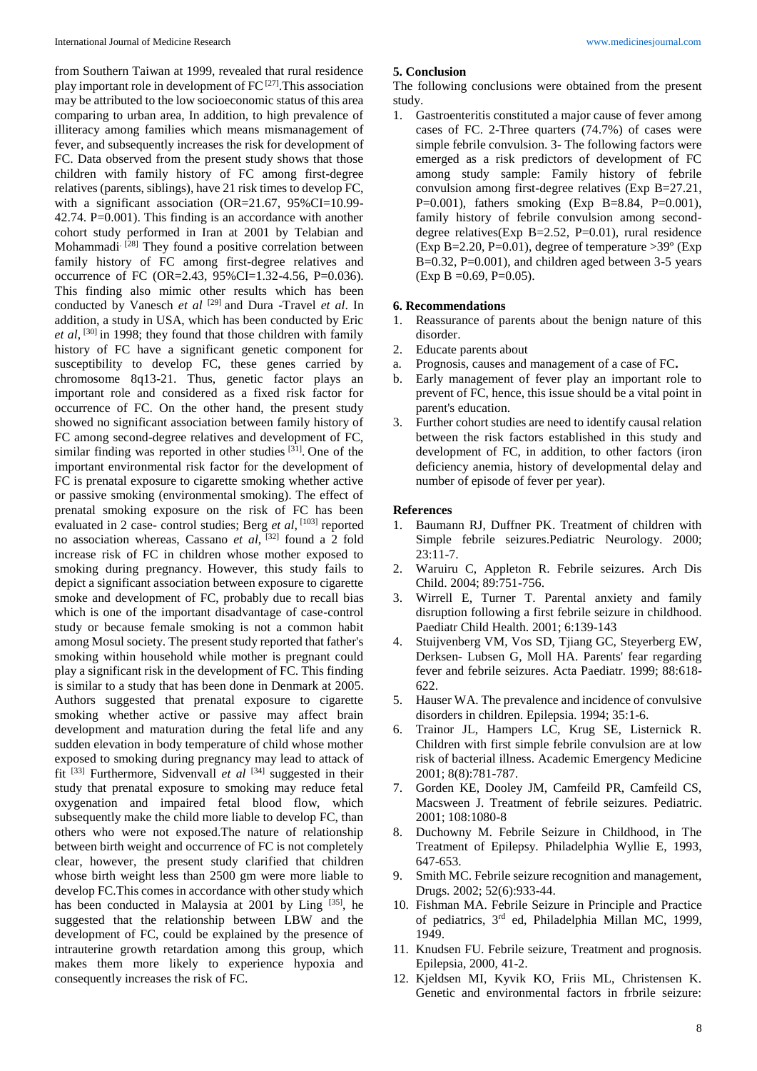from Southern Taiwan at 1999, revealed that rural residence play important role in development of FC [27].This association may be attributed to the low socioeconomic status of this area comparing to urban area, In addition, to high prevalence of illiteracy among families which means mismanagement of fever, and subsequently increases the risk for development of FC. Data observed from the present study shows that those children with family history of FC among first-degree relatives (parents, siblings), have 21 risk times to develop FC, with a significant association (OR=21.67, 95%CI=10.99-42.74. P=0.001). This finding is an accordance with another cohort study performed in Iran at 2001 by Telabian and Mohammadi [28] They found a positive correlation between family history of FC among first-degree relatives and occurrence of FC (OR=2.43, 95%CI=1.32-4.56, P=0.036). This finding also mimic other results which has been conducted by Vanesch *et al* [29] and Dura -Travel *et al*. In addition, a study in USA, which has been conducted by Eric *et al*, [30] in 1998; they found that those children with family history of FC have a significant genetic component for susceptibility to develop FC, these genes carried by chromosome 8q13-21. Thus, genetic factor plays an important role and considered as a fixed risk factor for occurrence of FC. On the other hand, the present study showed no significant association between family history of FC among second-degree relatives and development of FC, similar finding was reported in other studies [31]. One of the important environmental risk factor for the development of FC is prenatal exposure to cigarette smoking whether active or passive smoking (environmental smoking). The effect of prenatal smoking exposure on the risk of FC has been evaluated in 2 case- control studies; Berg *et al*, [103] reported no association whereas, Cassano *et al*, [32] found a 2 fold increase risk of FC in children whose mother exposed to smoking during pregnancy. However, this study fails to depict a significant association between exposure to cigarette smoke and development of FC, probably due to recall bias which is one of the important disadvantage of case-control study or because female smoking is not a common habit among Mosul society. The present study reported that father's smoking within household while mother is pregnant could play a significant risk in the development of FC. This finding is similar to a study that has been done in Denmark at 2005. Authors suggested that prenatal exposure to cigarette smoking whether active or passive may affect brain development and maturation during the fetal life and any sudden elevation in body temperature of child whose mother exposed to smoking during pregnancy may lead to attack of fit [33] Furthermore, Sidvenvall *et al* [34] suggested in their study that prenatal exposure to smoking may reduce fetal oxygenation and impaired fetal blood flow, which subsequently make the child more liable to develop FC, than others who were not exposed.The nature of relationship between birth weight and occurrence of FC is not completely clear, however, the present study clarified that children whose birth weight less than 2500 gm were more liable to develop FC.This comes in accordance with other study which has been conducted in Malaysia at 2001 by Ling [35], he suggested that the relationship between LBW and the development of FC, could be explained by the presence of intrauterine growth retardation among this group, which makes them more likely to experience hypoxia and consequently increases the risk of FC.

## 5. Conclusion

The following conclusions were obtained from the present study.

1. Gastroenteritis constituted a major cause of fever among cases of FC. 2-Three quarters (74.7%) of cases were simple febrile convulsion. 3- The following factors were emerged as a risk predictors of development of FC among study sample: Family history of febrile convulsion among first-degree relatives (Exp B=27.21, P=0.001), fathers smoking (Exp B=8.84, P=0.001), family history of febrile convulsion among second-degree relatives(Exp B=2.52, P=0.01), rural residence (Exp B=2.20, P=0.01), degree of temperature >39º (Exp B=0.32, P=0.001), and children aged between 3-5 years (Exp B =0.69, P=0.05).

## 6. Recommendations

1. Reassurance of parents about the benign nature of this disorder.
2. Educate parents about
   a. Prognosis, causes and management of a case of FC**.**
   b. Early management of fever play an important role to prevent of FC, hence, this issue should be a vital point in parent's education.
3. Further cohort studies are need to identify causal relation between the risk factors established in this study and development of FC, in addition, to other factors (iron deficiency anemia, history of developmental delay and number of episode of fever per year).

## References

1. Baumann RJ, Duffner PK. Treatment of children with Simple febrile seizures.Pediatric Neurology. 2000; 23:11-7.
2. Waruiru C, Appleton R. Febrile seizures. Arch Dis Child. 2004; 89:751-756.
3. Wirrell E, Turner T. Parental anxiety and family disruption following a first febrile seizure in childhood. Paediatr Child Health. 2001; 6:139-143
4. Stuijvenberg VM, Vos SD, Tjiang GC, Steyerberg EW, Derksen- Lubsen G, Moll HA. Parents' fear regarding fever and febrile seizures. Acta Paediatr. 1999; 88:618-622.
5. Hauser WA. The prevalence and incidence of convulsive disorders in children. Epilepsia. 1994; 35:1-6.
6. Trainor JL, Hampers LC, Krug SE, Listernick R. Children with first simple febrile convulsion are at low risk of bacterial illness. Academic Emergency Medicine 2001; 8(8):781-787.
7. Gorden KE, Dooley JM, Camfeild PR, Camfeild CS, Macsween J. Treatment of febrile seizures. Pediatric. 2001; 108:1080-8
8. Duchowny M. Febrile Seizure in Childhood, in The Treatment of Epilepsy. Philadelphia Wyllie E, 1993, 647-653.
9. Smith MC. Febrile seizure recognition and management, Drugs. 2002; 52(6):933-44.
10. Fishman MA. Febrile Seizure in Principle and Practice of pediatrics, 3rd ed, Philadelphia Millan MC, 1999, 1949.
11. Knudsen FU. Febrile seizure, Treatment and prognosis. Epilepsia, 2000, 41-2.
12. Kjeldsen MI, Kyvik KO, Friis ML, Christensen K. Genetic and environmental factors in frbrile seizure: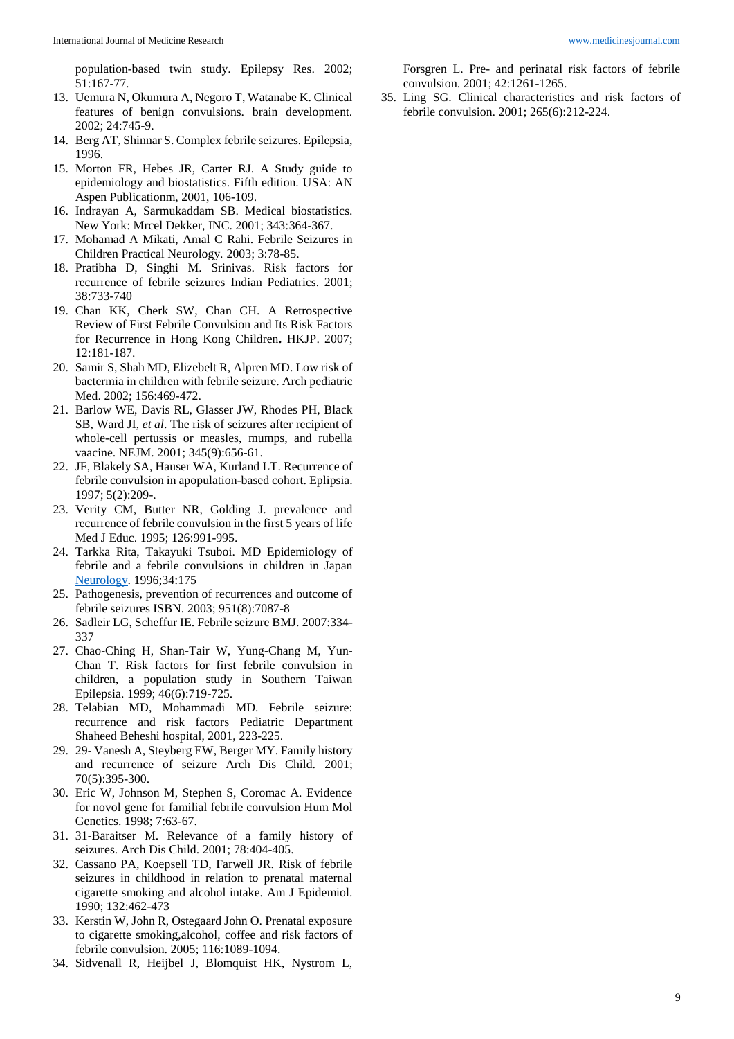population-based twin study. Epilepsy Res. 2002; 51:167-77.

13. Uemura N, Okumura A, Negoro T, Watanabe K. Clinical features of benign convulsions. brain development. 2002; 24:745-9.
14. Berg AT, Shinnar S. Complex febrile seizures. Epilepsia, 1996.
15. Morton FR, Hebes JR, Carter RJ. A Study guide to epidemiology and biostatistics. Fifth edition. USA: AN Aspen Publicationm, 2001, 106-109.
16. Indrayan A, Sarmukaddam SB. Medical biostatistics. New York: Mrcel Dekker, INC. 2001; 343:364-367.
17. Mohamad A Mikati, Amal C Rahi. Febrile Seizures in Children Practical Neurology. 2003; 3:78-85.
18. Pratibha D, Singhi M. Srinivas. Risk factors for recurrence of febrile seizures Indian Pediatrics. 2001; 38:733-740
19. Chan KK, Cherk SW, Chan CH. A Retrospective Review of First Febrile Convulsion and Its Risk Factors for Recurrence in Hong Kong Children**.** HKJP. 2007; 12:181-187.
20. Samir S, Shah MD, Elizebelt R, Alpren MD. Low risk of bactermia in children with febrile seizure. Arch pediatric Med. 2002; 156:469-472.
21. Barlow WE, Davis RL, Glasser JW, Rhodes PH, Black SB, Ward JI, *et al*. The risk of seizures after recipient of whole-cell pertussis or measles, mumps, and rubella vaacine. NEJM. 2001; 345(9):656-61.
22. JF, Blakely SA, Hauser WA, Kurland LT. Recurrence of febrile convulsion in apopulation-based cohort. Eplipsia. 1997; 5(2):209-.
23. Verity CM, Butter NR, Golding J. prevalence and recurrence of febrile convulsion in the first 5 years of life Med J Educ. 1995; 126:991-995.
24. Tarkka Rita, Takayuki Tsuboi. MD Epidemiology of febrile and a febrile convulsions in children in Japan Neurology. 1996;34:175
25. Pathogenesis, prevention of recurrences and outcome of febrile seizures ISBN. 2003; 951(8):7087-8
26. Sadleir LG, Scheffur IE. Febrile seizure BMJ. 2007:334-337
27. Chao-Ching H, Shan-Tair W, Yung-Chang M, Yun-Chan T. Risk factors for first febrile convulsion in children, a population study in Southern Taiwan Epilepsia. 1999; 46(6):719-725.
28. Telabian MD, Mohammadi MD. Febrile seizure: recurrence and risk factors Pediatric Department Shaheed Beheshi hospital, 2001, 223-225.
29. 29- Vanesh A, Steyberg EW, Berger MY. Family history and recurrence of seizure Arch Dis Child. 2001; 70(5):395-300.
30. Eric W, Johnson M, Stephen S, Coromac A. Evidence for novol gene for familial febrile convulsion Hum Mol Genetics. 1998; 7:63-67.
31. 31-Baraitser M. Relevance of a family history of seizures. Arch Dis Child. 2001; 78:404-405.
32. Cassano PA, Koepsell TD, Farwell JR. Risk of febrile seizures in childhood in relation to prenatal maternal cigarette smoking and alcohol intake. Am J Epidemiol. 1990; 132:462-473
33. Kerstin W, John R, Ostegaard John O. Prenatal exposure to cigarette smoking,alcohol, coffee and risk factors of febrile convulsion. 2005; 116:1089-1094.
34. Sidvenall R, Heijbel J, Blomquist HK, Nystrom L, Forsgren L. Pre- and perinatal risk factors of febrile convulsion. 2001; 42:1261-1265.
35. Ling SG. Clinical characteristics and risk factors of febrile convulsion. 2001; 265(6):212-224.